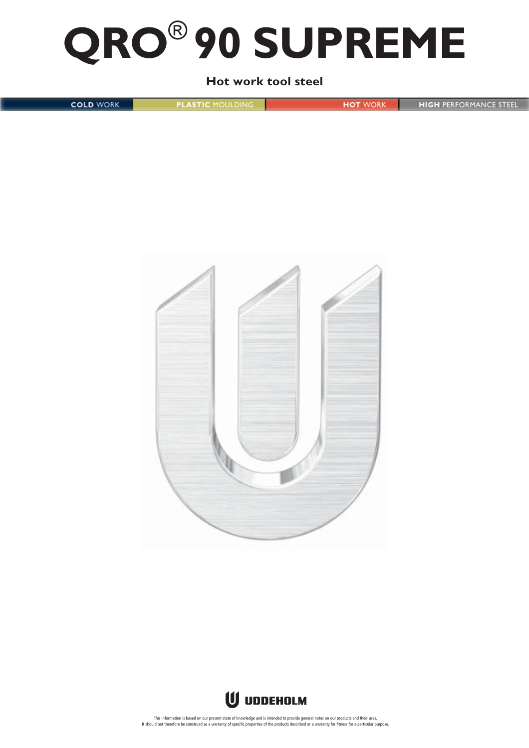# QRO® 90 SUPREME

**Hot work tool steel**

COLD WORK | PLASTIC MOULDING | HOT WORK | HIGH PERFORMANCE STEEL

UDDEHOLM

This information is based on our present state of knowledge and is intended to provide general notes on our products and their uses. It should not therefore be construed as a warranty of specific properties of the products described or a warranty for fitness for a particular purpose.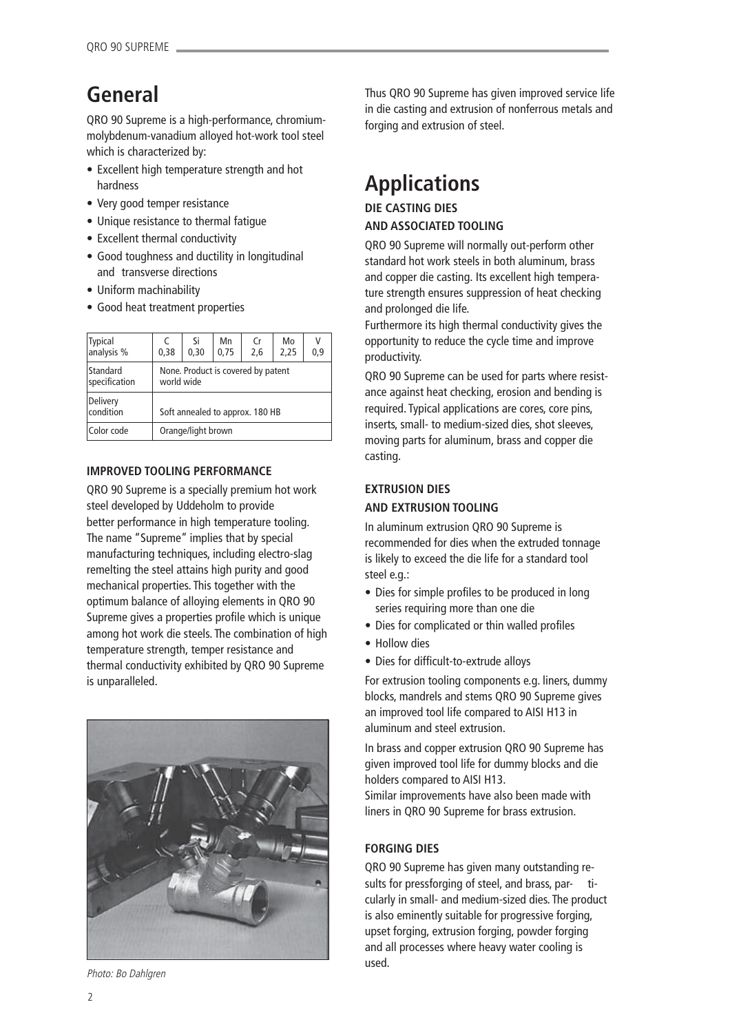# General

QRO 90 Supreme is a high-performance, chromium-molybdenum-vanadium alloyed hot-work tool steel which is characterized by:

- Excellent high temperature strength and hot hardness
- Very good temper resistance
- Unique resistance to thermal fatigue
- Excellent thermal conductivity
- Good toughness and ductility in longitudinal and transverse directions
- Uniform machinability
- Good heat treatment properties

| Typical analysis % | C 0,38 | Si 0,30 | Mn 0,75 | Cr 2,6 | Mo 2,25 | V 0,9 |
|---|---|---|---|---|---|---|
| Standard specification | None. Product is covered by patent world wide | | | | | |
| Delivery condition | Soft annealed to approx. 180 HB | | | | | |
| Color code | Orange/light brown | | | | | |

### IMPROVED TOOLING PERFORMANCE

QRO 90 Supreme is a specially premium hot work steel developed by Uddeholm to provide better performance in high temperature tooling. The name "Supreme" implies that by special manufacturing techniques, including electro-slag remelting the steel attains high purity and good mechanical properties. This together with the optimum balance of alloying elements in QRO 90 Supreme gives a properties profile which is unique among hot work die steels. The combination of high temperature strength, temper resistance and thermal conductivity exhibited by QRO 90 Supreme is unparalleled.

*Photo: Bo Dahlgren*

Thus QRO 90 Supreme has given improved service life in die casting and extrusion of nonferrous metals and forging and extrusion of steel.

# Applications

### DIE CASTING DIES AND ASSOCIATED TOOLING

QRO 90 Supreme will normally out-perform other standard hot work steels in both aluminum, brass and copper die casting. Its excellent high temperature strength ensures suppression of heat checking and prolonged die life.

Furthermore its high thermal conductivity gives the opportunity to reduce the cycle time and improve productivity.

QRO 90 Supreme can be used for parts where resistance against heat checking, erosion and bending is required. Typical applications are cores, core pins, inserts, small- to medium-sized dies, shot sleeves, moving parts for aluminum, brass and copper die casting.

### EXTRUSION DIES AND EXTRUSION TOOLING

In aluminum extrusion QRO 90 Supreme is recommended for dies when the extruded tonnage is likely to exceed the die life for a standard tool steel e.g.:

- Dies for simple profiles to be produced in long series requiring more than one die
- Dies for complicated or thin walled profiles
- Hollow dies
- Dies for difficult-to-extrude alloys

For extrusion tooling components e.g. liners, dummy blocks, mandrels and stems QRO 90 Supreme gives an improved tool life compared to AISI H13 in aluminum and steel extrusion.

In brass and copper extrusion QRO 90 Supreme has given improved tool life for dummy blocks and die holders compared to AISI H13.

Similar improvements have also been made with liners in QRO 90 Supreme for brass extrusion.

### FORGING DIES

QRO 90 Supreme has given many outstanding results for pressforging of steel, and brass, particularly in small- and medium-sized dies. The product is also eminently suitable for progressive forging, upset forging, extrusion forging, powder forging and all processes where heavy water cooling is used.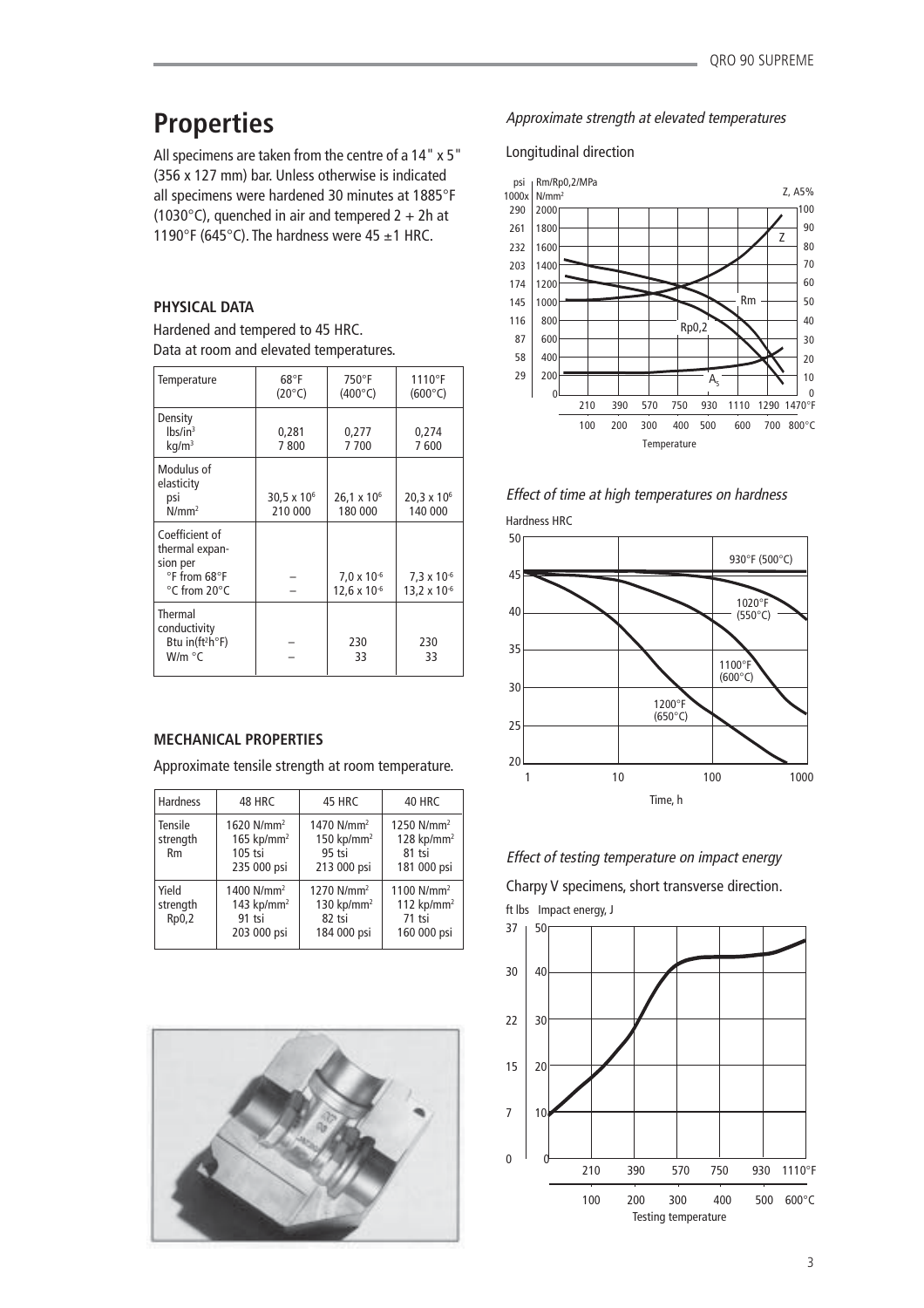# Properties

All specimens are taken from the centre of a 14" x 5" (356 x 127 mm) bar. Unless otherwise is indicated all specimens were hardened 30 minutes at 1885°F (1030°C), quenched in air and tempered 2 + 2h at 1190°F (645°C). The hardness were 45 ±1 HRC.

### PHYSICAL DATA

Hardened and tempered to 45 HRC.
Data at room and elevated temperatures.

| Temperature | 68°F (20°C) | 750°F (400°C) | 1110°F (600°C) |
|---|---|---|---|
| Density lbs/in³ kg/m³ | 0,281 7 800 | 0,277 7 700 | 0,274 7 600 |
| Modulus of elasticity psi N/mm² | 30,5 x 10⁶ 210 000 | 26,1 x 10⁶ 180 000 | 20,3 x 10⁶ 140 000 |
| Coefficient of thermal expansion per °F from 68°F °C from 20°C | – – | 7,0 x 10⁻⁶ 12,6 x 10⁻⁶ | 7,3 x 10⁻⁶ 13,2 x 10⁻⁶ |
| Thermal conductivity Btu in(ft²h°F) W/m °C | – – | 230 33 | 230 33 |

### MECHANICAL PROPERTIES

Approximate tensile strength at room temperature.

| Hardness | 48 HRC | 45 HRC | 40 HRC |
|---|---|---|---|
| Tensile strength Rm | 1620 N/mm² 165 kp/mm² 105 tsi 235 000 psi | 1470 N/mm² 150 kp/mm² 95 tsi 213 000 psi | 1250 N/mm² 128 kp/mm² 81 tsi 181 000 psi |
| Yield strength Rp0,2 | 1400 N/mm² 143 kp/mm² 91 tsi 203 000 psi | 1270 N/mm² 130 kp/mm² 82 tsi 184 000 psi | 1100 N/mm² 112 kp/mm² 71 tsi 160 000 psi |

*Approximate strength at elevated temperatures*

Longitudinal direction

*Effect of time at high temperatures on hardness*

*Effect of testing temperature on impact energy*

Charpy V specimens, short transverse direction.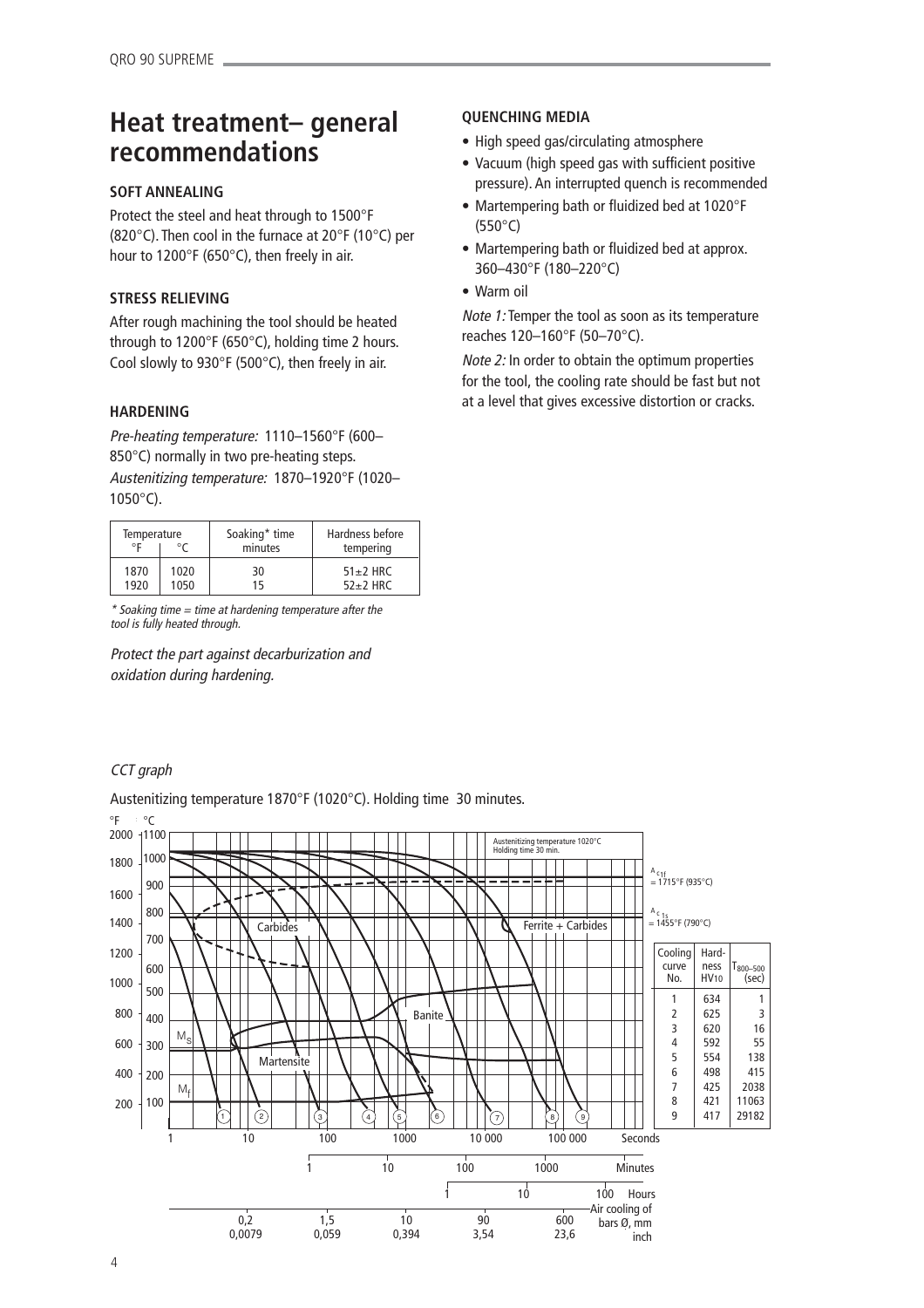# Heat treatment– general recommendations

### SOFT ANNEALING

Protect the steel and heat through to 1500°F (820°C). Then cool in the furnace at 20°F (10°C) per hour to 1200°F (650°C), then freely in air.

### STRESS RELIEVING

After rough machining the tool should be heated through to 1200°F (650°C), holding time 2 hours. Cool slowly to 930°F (500°C), then freely in air.

### HARDENING

*Pre-heating temperature:* 1110–1560°F (600–850°C) normally in two pre-heating steps.
*Austenitizing temperature:* 1870–1920°F (1020–1050°C).

| Temperature °F | Temperature °C | Soaking* time minutes | Hardness before tempering |
|---|---|---|---|
| 1870 | 1020 | 30 | 51±2 HRC |
| 1920 | 1050 | 15 | 52±2 HRC |

*\* Soaking time = time at hardening temperature after the tool is fully heated through.*

*Protect the part against decarburization and oxidation during hardening.*

### QUENCHING MEDIA

- High speed gas/circulating atmosphere
- Vacuum (high speed gas with sufficient positive pressure). An interrupted quench is recommended
- Martempering bath or fluidized bed at 1020°F (550°C)
- Martempering bath or fluidized bed at approx. 360–430°F (180–220°C)
- Warm oil

*Note 1:* Temper the tool as soon as its temperature reaches 120–160°F (50–70°C).

*Note 2:* In order to obtain the optimum properties for the tool, the cooling rate should be fast but not at a level that gives excessive distortion or cracks.

*CCT graph*

Austenitizing temperature 1870°F (1020°C). Holding time 30 minutes.

| Cooling curve No. | Hardness $HV_{10}$ | $T_{800-500}$ (sec) |
|---|---|---|
| 1 | 634 | 1 |
| 2 | 625 | 3 |
| 3 | 620 | 16 |
| 4 | 592 | 55 |
| 5 | 554 | 138 |
| 6 | 498 | 415 |
| 7 | 425 | 2038 |
| 8 | 421 | 11063 |
| 9 | 417 | 29182 |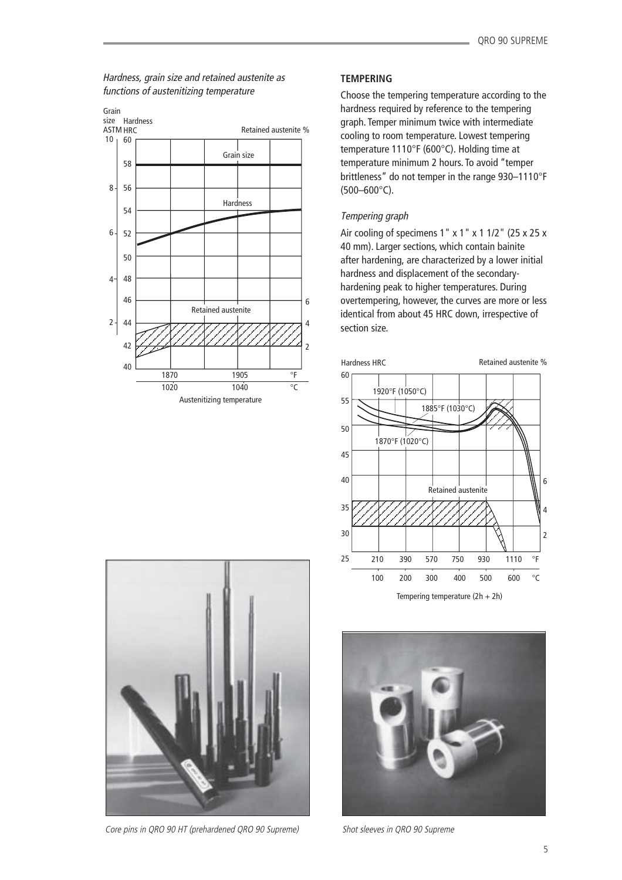*Hardness, grain size and retained austenite as functions of austenitizing temperature*

## TEMPERING

Choose the tempering temperature according to the hardness required by reference to the tempering graph. Temper minimum twice with intermediate cooling to room temperature. Lowest tempering temperature 1110°F (600°C). Holding time at temperature minimum 2 hours. To avoid "temper brittleness" do not temper in the range 930–1110°F (500–600°C).

### *Tempering graph*

Air cooling of specimens 1" x 1" x 1 1/2" (25 x 25 x 40 mm). Larger sections, which contain bainite after hardening, are characterized by a lower initial hardness and displacement of the secondary-hardening peak to higher temperatures. During overtempering, however, the curves are more or less identical from about 45 HRC down, irrespective of section size.

*Core pins in QRO 90 HT (prehardened QRO 90 Supreme)*

*Shot sleeves in QRO 90 Supreme*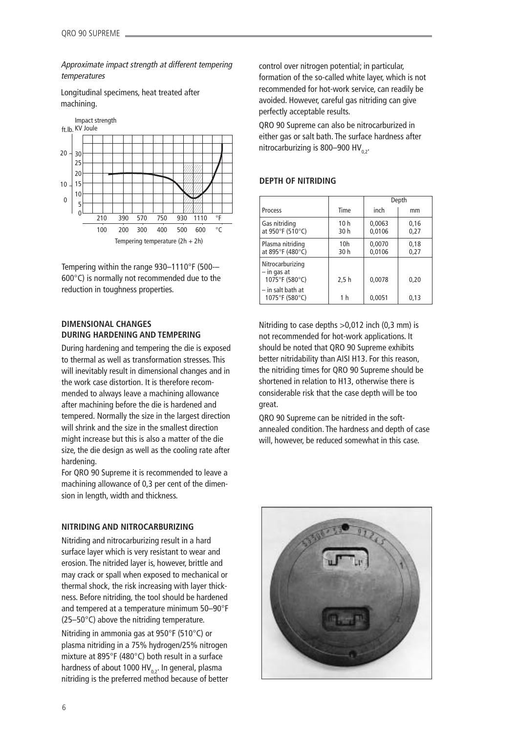*Approximate impact strength at different tempering temperatures*

Longitudinal specimens, heat treated after machining.

Tempering within the range 930–1110°F (500–-600°C) is normally not recommended due to the reduction in toughness properties.

## DIMENSIONAL CHANGES DURING HARDENING AND TEMPERING

During hardening and tempering the die is exposed to thermal as well as transformation stresses. This will inevitably result in dimensional changes and in the work case distortion. It is therefore recommended to always leave a machining allowance after machining before the die is hardened and tempered. Normally the size in the largest direction will shrink and the size in the smallest direction might increase but this is also a matter of the die size, the die design as well as the cooling rate after hardening.

For QRO 90 Supreme it is recommended to leave a machining allowance of 0,3 per cent of the dimension in length, width and thickness.

## NITRIDING AND NITROCARBURIZING

Nitriding and nitrocarburizing result in a hard surface layer which is very resistant to wear and erosion. The nitrided layer is, however, brittle and may crack or spall when exposed to mechanical or thermal shock, the risk increasing with layer thickness. Before nitriding, the tool should be hardened and tempered at a temperature minimum 50–90°F (25–50°C) above the nitriding temperature.

Nitriding in ammonia gas at 950°F (510°C) or plasma nitriding in a 75% hydrogen/25% nitrogen mixture at 895°F (480°C) both result in a surface hardness of about 1000 $HV_{0,2}$. In general, plasma nitriding is the preferred method because of better control over nitrogen potential; in particular, formation of the so-called white layer, which is not recommended for hot-work service, can readily be avoided. However, careful gas nitriding can give perfectly acceptable results.

QRO 90 Supreme can also be nitrocarburized in either gas or salt bath. The surface hardness after nitrocarburizing is 800–900 $HV_{0,2}$.

## DEPTH OF NITRIDING

| Process | Time | Depth inch | Depth mm |
|---|---|---|---|
| Gas nitriding at 950°F (510°C) | 10 h<br>30 h | 0,0063<br>0,0106 | 0,16<br>0,27 |
| Plasma nitriding at 895°F (480°C) | 10h<br>30 h | 0,0070<br>0,0106 | 0,18<br>0,27 |
| Nitrocarburizing – in gas at 1075°F (580°C) | 2,5 h | 0,0078 | 0,20 |
| – in salt bath at 1075°F (580°C) | 1 h | 0,0051 | 0,13 |

Nitriding to case depths >0,012 inch (0,3 mm) is not recommended for hot-work applications. It should be noted that QRO 90 Supreme exhibits better nitridability than AISI H13. For this reason, the nitriding times for QRO 90 Supreme should be shortened in relation to H13, otherwise there is considerable risk that the case depth will be too great.

QRO 90 Supreme can be nitrided in the soft-annealed condition. The hardness and depth of case will, however, be reduced somewhat in this case.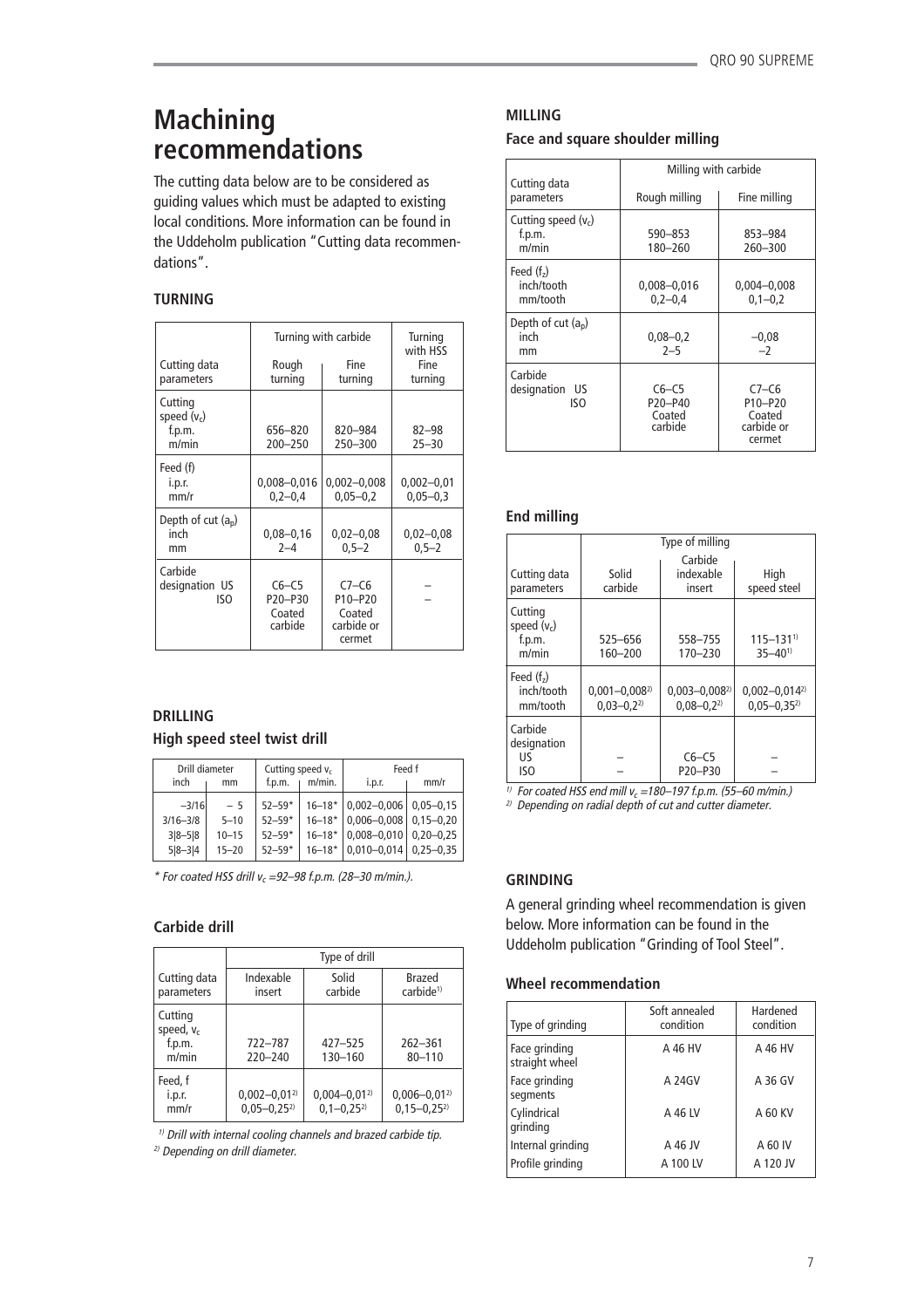# Machining recommendations

The cutting data below are to be considered as guiding values which must be adapted to existing local conditions. More information can be found in the Uddeholm publication "Cutting data recommendations".

### TURNING

| Cutting data parameters | Turning with carbide | | Turning with HSS |
|---|---|---|---|
| | Rough turning | Fine turning | Fine turning |
| Cutting speed ($v_c$) f.p.m. m/min | 656–820 200–250 | 820–984 250–300 | 82–98 25–30 |
| Feed (f) i.p.r. mm/r | 0,008–0,016 0,2–0,4 | 0,002–0,008 0,05–0,2 | 0,002–0,01 0,05–0,3 |
| Depth of cut ($a_p$) inch mm | 0,08–0,16 2–4 | 0,02–0,08 0,5–2 | 0,02–0,08 0,5–2 |
| Carbide designation US ISO | C6–C5 P20–P30 Coated carbide | C7–C6 P10–P20 Coated carbide or cermet | – – |

### DRILLING

#### High speed steel twist drill

| Drill diameter inch | Drill diameter mm | Cutting speed $v_c$ f.p.m. | Cutting speed $v_c$ m/min. | Feed f i.p.r. | Feed f mm/r |
|---|---|---|---|---|---|
| –3/16 | – 5 | 52–59* | 16–18* | 0,002–0,006 | 0,05–0,15 |
| 3/16–3/8 | 5–10 | 52–59* | 16–18* | 0,006–0,008 | 0,15–0,20 |
| 3/8–5/8 | 10–15 | 52–59* | 16–18* | 0,008–0,010 | 0,20–0,25 |
| 5/8–3/4 | 15–20 | 52–59* | 16–18* | 0,010–0,014 | 0,25–0,35 |

*\* For coated HSS drill $v_c$ =92–98 f.p.m. (28–30 m/min.).*

#### Carbide drill

| Cutting data parameters | Type of drill | | |
|---|---|---|---|
| | Indexable insert | Solid carbide | Brazed carbide[1] |
| Cutting speed, $v_c$ f.p.m. m/min | 722–787 220–240 | 427–525 130–160 | 262–361 80–110 |
| Feed, f i.p.r. mm/r | 0,002–0,01[2] 0,05–0,25[2] | 0,004–0,01[2] 0,1–0,25[2] | 0,006–0,01[2] 0,15–0,25[2] |

*[1] Drill with internal cooling channels and brazed carbide tip.*
*[2] Depending on drill diameter.*

### MILLING

#### Face and square shoulder milling

| Cutting data parameters | Milling with carbide | |
|---|---|---|
| | Rough milling | Fine milling |
| Cutting speed ($v_c$) f.p.m. m/min | 590–853 180–260 | 853–984 260–300 |
| Feed ($f_z$) inch/tooth mm/tooth | 0,008–0,016 0,2–0,4 | 0,004–0,008 0,1–0,2 |
| Depth of cut ($a_p$) inch mm | 0,08–0,2 2–5 | –0,08 –2 |
| Carbide designation US ISO | C6–C5 P20–P40 Coated carbide | C7–C6 P10–P20 Coated carbide or cermet |

#### End milling

| Cutting data parameters | Type of milling | | |
|---|---|---|---|
| | Solid carbide | Carbide indexable insert | High speed steel |
| Cutting speed ($v_c$) f.p.m. m/min | 525–656 160–200 | 558–755 170–230 | 115–131[1] 35–40[1] |
| Feed ($f_z$) inch/tooth mm/tooth | 0,001–0,008[2] 0,03–0,2[2] | 0,003–0,008[2] 0,08–0,2[2] | 0,002–0,014[2] 0,05–0,35[2] |
| Carbide designation US ISO | – – | C6–C5 P20–P30 | – – |

*[1] For coated HSS end mill $v_c$ =180–197 f.p.m. (55–60 m/min.)*
*[2] Depending on radial depth of cut and cutter diameter.*

### GRINDING

A general grinding wheel recommendation is given below. More information can be found in the Uddeholm publication "Grinding of Tool Steel".

#### Wheel recommendation

| Type of grinding | Soft annealed condition | Hardened condition |
|---|---|---|
| Face grinding straight wheel | A 46 HV | A 46 HV |
| Face grinding segments | A 24GV | A 36 GV |
| Cylindrical grinding | A 46 LV | A 60 KV |
| Internal grinding | A 46 JV | A 60 IV |
| Profile grinding | A 100 LV | A 120 JV |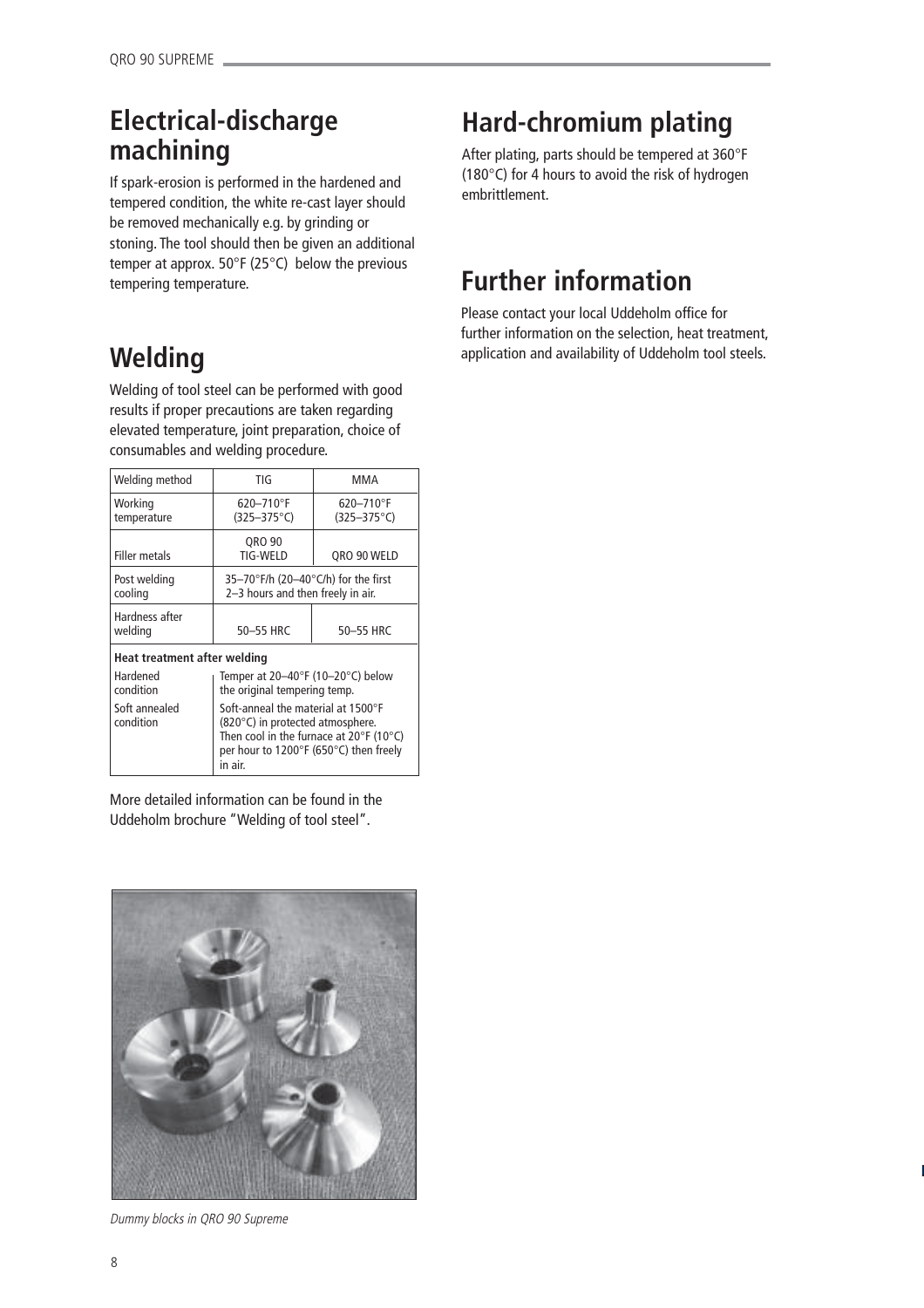## Electrical-discharge machining

If spark-erosion is performed in the hardened and tempered condition, the white re-cast layer should be removed mechanically e.g. by grinding or stoning. The tool should then be given an additional temper at approx. 50°F (25°C) below the previous tempering temperature.

## Welding

Welding of tool steel can be performed with good results if proper precautions are taken regarding elevated temperature, joint preparation, choice of consumables and welding procedure.

| Welding method | TIG | MMA |
|---|---|---|
| Working temperature | 620–710°F (325–375°C) | 620–710°F (325–375°C) |
| Filler metals | QRO 90 TIG-WELD | QRO 90 WELD |
| Post welding cooling | 35–70°F/h (20–40°C/h) for the first 2–3 hours and then freely in air. | |
| Hardness after welding | 50–55 HRC | 50–55 HRC |
| **Heat treatment after welding** | | |
| Hardened condition | Temper at 20–40°F (10–20°C) below the original tempering temp. | |
| Soft annealed condition | Soft-anneal the material at 1500°F (820°C) in protected atmosphere. Then cool in the furnace at 20°F (10°C) per hour to 1200°F (650°C) then freely in air. | |

More detailed information can be found in the Uddeholm brochure "Welding of tool steel".

*Dummy blocks in QRO 90 Supreme*

## Hard-chromium plating

After plating, parts should be tempered at 360°F (180°C) for 4 hours to avoid the risk of hydrogen embrittlement.

## Further information

Please contact your local Uddeholm office for further information on the selection, heat treatment, application and availability of Uddeholm tool steels.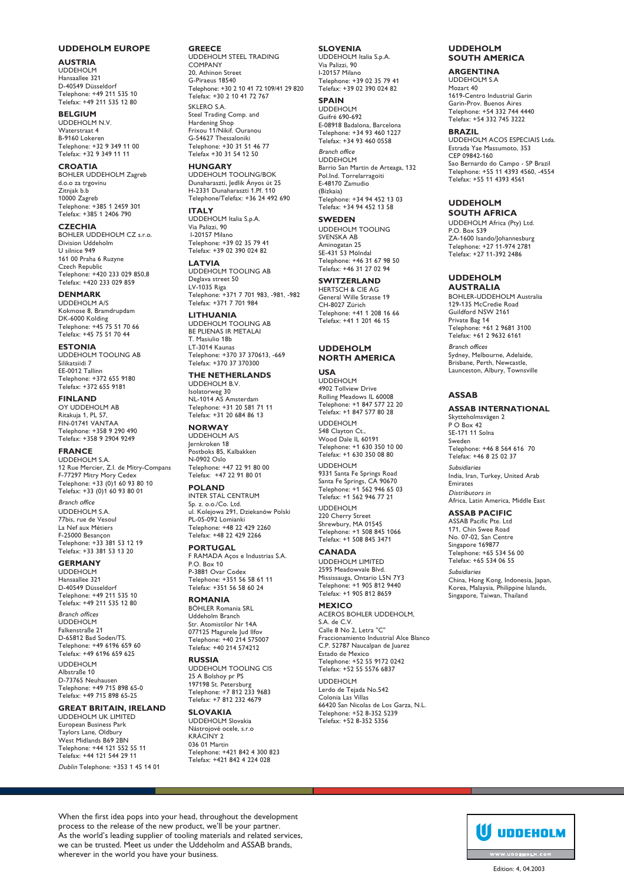## UDDEHOLM EUROPE

### AUSTRIA
UDDEHOLM
Hansaallee 321
D-40549 Düsseldorf
Telephone: +49 211 535 10
Telefax: +49 211 535 12 80

### BELGIUM
UDDEHOLM N.V.
Waterstraat 4
B-9160 Lokeren
Telephone: +32 9 349 11 00
Telefax: +32 9 349 11 11

### CROATIA
BOHLER UDDEHOLM Zagreb
d.o.o za trgovinu
Zitnjak b.b
10000 Zagreb
Telephone: +385 1 2459 301
Telefax: +385 1 2406 790

### CZECHIA
BOHLER UDDEHOLM CZ s.r.o.
Division Uddeholm
U silnice 949
161 00 Praha 6 Ruzyne
Czech Republic
Telephone: +420 233 029 850,8
Telefax: +420 233 029 859

### DENMARK
UDDEHOLM A/S
Kokmose 8, Bramdrupdam
DK-6000 Kolding
Telephone: +45 75 51 70 66
Telefax: +45 75 51 70 44

### ESTONIA
UDDEHOLM TOOLING AB
Silikatsiidi 7
EE-0012 Tallinn
Telephone: +372 655 9180
Telefax: +372 655 9181

### FINLAND
OY UDDEHOLM AB
Ritakuja 1, PL 57,
FIN-01741 VANTAA
Telephone: +358 9 290 490
Telefax: +358 9 2904 9249

### FRANCE
UDDEHOLM S.A.
12 Rue Mercier, Z.I. de Mitry-Compans
F-77297 Mitry Mory Cedex
Telephone: +33 (0)1 60 93 80 10
Telefax: +33 (0)1 60 93 80 01

*Branch office*
UDDEHOLM S.A.
77bis, rue de Vesoul
La Nef aux Métiers
F-25000 Besançon
Telephone: +33 381 53 12 19
Telefax: +33 381 53 13 20

### GERMANY
UDDEHOLM
Hansaallee 321
D-40549 Düsseldorf
Telephone: +49 211 535 10
Telefax: +49 211 535 12 80

*Branch offices*
UDDEHOLM
Falkenstraße 21
D-65812 Bad Soden/TS.
Telephone: +49 6196 659 60
Telefax: +49 6196 659 625

UDDEHOLM
Albstraße 10
D-73765 Neuhausen
Telephone: +49 715 898 65-0
Telefax: +49 715 898 65-25

### GREAT BRITAIN, IRELAND
UDDEHOLM UK LIMITED
European Business Park
Taylors Lane, Oldbury
West Midlands B69 2BN
Telephone: +44 121 552 55 11
Telefax: +44 121 544 29 11

*Dublin* Telephone: +353 1 45 14 01

### GREECE
UDDEHOLM STEEL TRADING COMPANY
20, Athinon Street
G-Piraeus 18540
Telephone: +30 2 10 41 72 109/41 29 820
Telefax: +30 2 10 41 72 767

SKLERO S.A.
Steel Trading Comp. and Hardening Shop
Frixou 11/Nikif. Ouranou
G-54627 Thessaloniki
Telephone: +30 31 51 46 77
Telefax +30 31 54 12 50

### HUNGARY
UDDEHOLM TOOLING/BOK
Dunaharaszti, Jedlik Ányos út 25
H-2331 Dunaharaszti 1.Pf. 110
Telephone/Telefax: +36 24 492 690

### ITALY
UDDEHOLM Italia S.p.A.
Via Palizzi, 90
I-20157 Milano
Telephone: +39 02 35 79 41
Telefax: +39 02 390 024 82

### LATVIA
UDDEHOLM TOOLING AB
Deglava street 50
LV-1035 Riga
Telephone: +371 7 701 983, -981, -982
Telefax: +371 7 701 984

### LITHUANIA
UDDEHOLM TOOLING AB
BE PLIENAS IR METALAI
T. Masiulio 18b
LT-3014 Kaunas
Telephone: +370 37 370613, -669
Telefax: +370 37 370300

### THE NETHERLANDS
UDDEHOLM B.V.
Isolatorweg 30
NL-1014 AS Amsterdam
Telephone: +31 20 581 71 11
Telefax: +31 20 684 86 13

### NORWAY
UDDEHOLM A/S
Jernkroken 18
Postboks 85, Kalbakken
N-0902 Oslo
Telephone: +47 22 91 80 00
Telefax: +47 22 91 80 01

### POLAND
INTER STAL CENTRUM
Sp. z. o.o./Co. Ltd.
ul. Kolejowa 291, Dziekanów Polski
PL-05-092 Lomianki
Telephone: +48 22 429 2260
Telefax: +48 22 429 2266

### PORTUGAL
F RAMADA Aços e Industrias S.A.
P.O. Box 10
P-3881 Ovar Codex
Telephone: +351 56 58 61 11
Telefax: +351 56 58 60 24

### ROMANIA
BÖHLER Romania SRL
Uddeholm Branch
Str. Atomistilor Nr 14A
077125 Magurele Jud Ilfov
Telephone: +40 214 575007
Telefax: +40 214 574212

### RUSSIA
UDDEHOLM TOOLING CIS
25 A Bolshoy pr PS
197198 St. Petersburg
Telephone: +7 812 233 9683
Telefax: +7 812 232 4679

### SLOVAKIA
UDDEHOLM Slovakia
Nástrojové ocele, s.r.o
KRÁCINY 2
036 01 Martin
Telephone: +421 842 4 300 823
Telefax: +421 842 4 224 028

### SLOVENIA
UDDEHOLM Italia S.p.A.
Via Palizzi, 90
I-20157 Milano
Telephone: +39 02 35 79 41
Telefax: +39 02 390 024 82

### SPAIN
UDDEHOLM
Guifré 690-692
E-08918 Badalona, Barcelona
Telephone: +34 93 460 1227
Telefax: +34 93 460 0558

*Branch office*
UDDEHOLM
Barrio San Martin de Arteaga, 132
Pol.Ind. Torrelarragoiti
E-48170 Zamudio
(Bizkaia)
Telephone: +34 94 452 13 03
Telefax: +34 94 452 13 58

### SWEDEN
UDDEHOLM TOOLING SVENSKA AB
Aminogatan 25
SE-431 53 Mölndal
Telephone: +46 31 67 98 50
Telefax: +46 31 27 02 94

### SWITZERLAND
HERTSCH & CIE AG
General Wille Strasse 19
CH-8027 Zürich
Telephone: +41 1 208 16 66
Telefax: +41 1 201 46 15

## UDDEHOLM NORTH AMERICA

### USA
UDDEHOLM
4902 Tollview Drive
Rolling Meadows IL 60008
Telephone: +1 847 577 22 20
Telefax: +1 847 577 80 28

UDDEHOLM
548 Clayton Ct.,
Wood Dale IL 60191
Telephone: +1 630 350 10 00
Telefax: +1 630 350 08 80

UDDEHOLM
9331 Santa Fe Springs Road
Santa Fe Springs, CA 90670
Telephone: +1 562 946 65 03
Telefax: +1 562 946 77 21

UDDEHOLM
220 Cherry Street
Shrewbury, MA 01545
Telephone: +1 508 845 1066
Telefax: +1 508 845 3471

### CANADA
UDDEHOLM LIMITED
2595 Meadowvale Blvd.
Mississauga, Ontario L5N 7Y3
Telephone: +1 905 812 9440
Telefax: +1 905 812 8659

### MEXICO
ACEROS BOHLER UDDEHOLM, S.A. de C.V.
Calle 8 No 2, Letra "C"
Fraccionamiento Industrial Alce Blanco
C.P. 52787 Naucalpan de Juarez
Estado de Mexico
Telephone: +52 55 9172 0242
Telefax: +52 55 5576 6837

UDDEHOLM
Lerdo de Tejada No.542
Colonia Las Villas
66420 San Nicolas de Los Garza, N.L.
Telephone: +52 8-352 5239
Telefax: +52 8-352 5356

## UDDEHOLM SOUTH AMERICA

### ARGENTINA
UDDEHOLM S.A
Mozart 40
1619-Centro Industrial Garin
Garin-Prov. Buenos Aires
Telephone: +54 332 744 4440
Telefax: +54 332 745 3222

### BRAZIL
UDDEHOLM ACOS ESPECIAIS Ltda.
Estrada Yae Massumoto, 353
CEP 09842-160
Sao Bernardo do Campo - SP Brazil
Telephone: +55 11 4393 4560, -4554
Telefax: +55 11 4393 4561

## UDDEHOLM SOUTH AFRICA
UDDEHOLM Africa (Pty) Ltd.
P.O. Box 539
ZA-1600 Isando/Johannesburg
Telephone: +27 11-974 2781
Telefax: +27 11-392 2486

## UDDEHOLM AUSTRALIA
BOHLER-UDDEHOLM Australia
129-135 McCredie Road
Guildford NSW 2161
Private Bag 14
Telephone: +61 2 9681 3100
Telefax: +61 2 9632 6161

*Branch offices*
Sydney, Melbourne, Adelaide, Brisbane, Perth, Newcastle, Launceston, Albury, Townsville

## ASSAB

### ASSAB INTERNATIONAL
Skytteholmsvägen 2
P O Box 42
SE-171 11 Solna
Sweden
Telephone: +46 8 564 616 70
Telefax: +46 8 25 02 37

*Subsidiaries*
India, Iran, Turkey, United Arab Emirates

*Distributors in*
Africa, Latin America, Middle East

### ASSAB PACIFIC
ASSAB Pacific Pte. Ltd
171, Chin Swee Road
No. 07-02, San Centre
Singapore 169877
Telephone: +65 534 56 00
Telefax: +65 534 06 55

*Subsidiaries*
China, Hong Kong, Indonesia, Japan, Korea, Malaysia, Philippine Islands, Singapore, Taiwan, Thailand

---

When the first idea pops into your head, throughout the development process to the release of the new product, we'll be your partner. As the world's leading supplier of tooling materials and related services, we can be trusted. Meet us under the Uddeholm and ASSAB brands, wherever in the world you have your business.

UDDEHOLM
WWW.UDDEHOLM.COM

Edition: 4, 04.2003